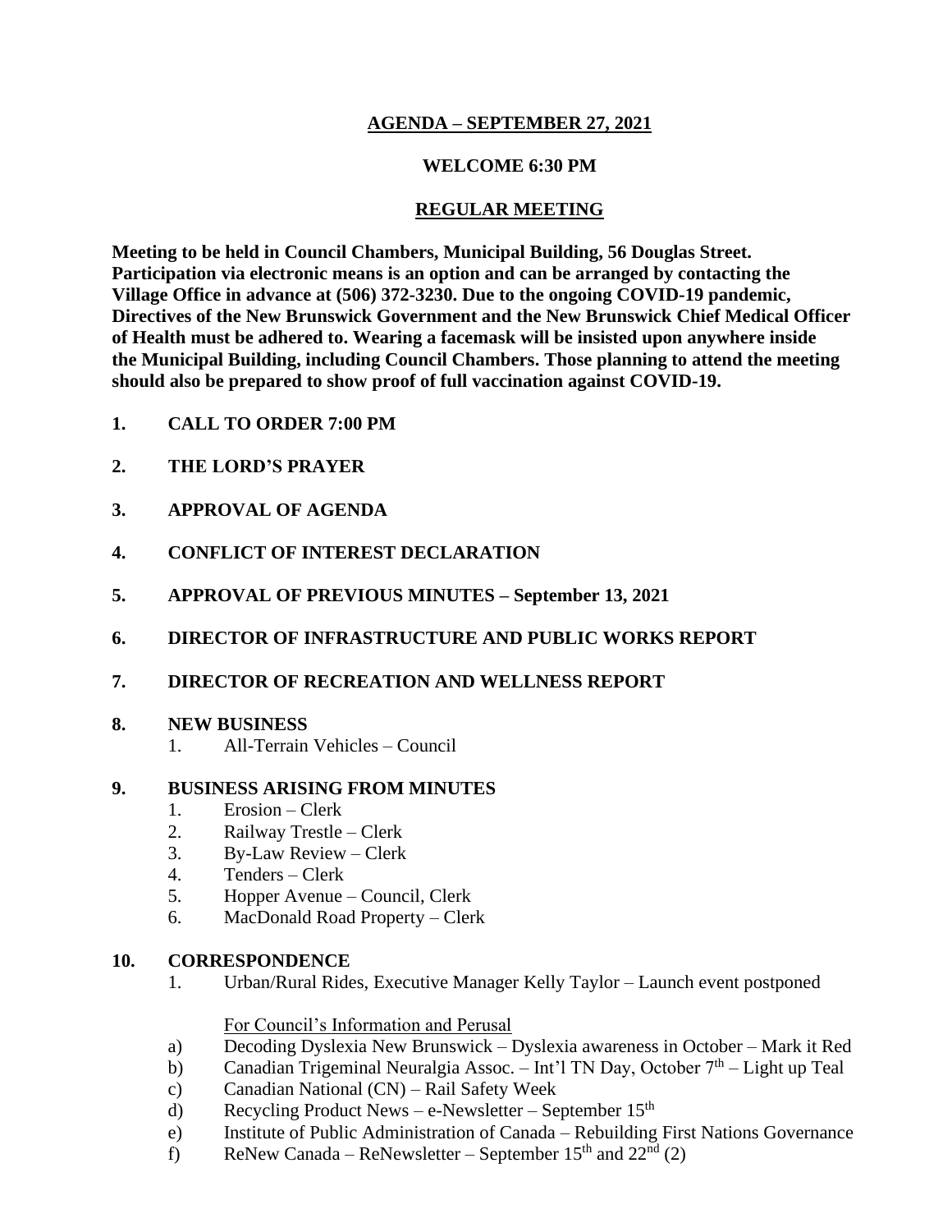**AGENDA – SEPTEMBER 27, 2021**

**WELCOME 6:30 PM**

**REGULAR MEETING**

**Meeting to be held in Council Chambers, Municipal Building, 56 Douglas Street. Participation via electronic means is an option and can be arranged by contacting the Village Office in advance at (506) 372-3230. Due to the ongoing COVID-19 pandemic, Directives of the New Brunswick Government and the New Brunswick Chief Medical Officer of Health must be adhered to. Wearing a facemask will be insisted upon anywhere inside the Municipal Building, including Council Chambers. Those planning to attend the meeting should also be prepared to show proof of full vaccination against COVID-19.**

**1. CALL TO ORDER 7:00 PM**

**2. THE LORD'S PRAYER**

**3. APPROVAL OF AGENDA**

**4. CONFLICT OF INTEREST DECLARATION**

**5. APPROVAL OF PREVIOUS MINUTES – September 13, 2021**

**6. DIRECTOR OF INFRASTRUCTURE AND PUBLIC WORKS REPORT**

**7. DIRECTOR OF RECREATION AND WELLNESS REPORT**

**8. NEW BUSINESS**

1. All-Terrain Vehicles – Council

**9. BUSINESS ARISING FROM MINUTES**

1. Erosion – Clerk
2. Railway Trestle – Clerk
3. By-Law Review – Clerk
4. Tenders – Clerk
5. Hopper Avenue – Council, Clerk
6. MacDonald Road Property – Clerk

**10. CORRESPONDENCE**

1. Urban/Rural Rides, Executive Manager Kelly Taylor – Launch event postponed

For Council's Information and Perusal

a) Decoding Dyslexia New Brunswick – Dyslexia awareness in October – Mark it Red
b) Canadian Trigeminal Neuralgia Assoc. – Int'l TN Day, October 7th – Light up Teal
c) Canadian National (CN) – Rail Safety Week
d) Recycling Product News – e-Newsletter – September 15th
e) Institute of Public Administration of Canada – Rebuilding First Nations Governance
f) ReNew Canada – ReNewsletter – September 15th and 22nd (2)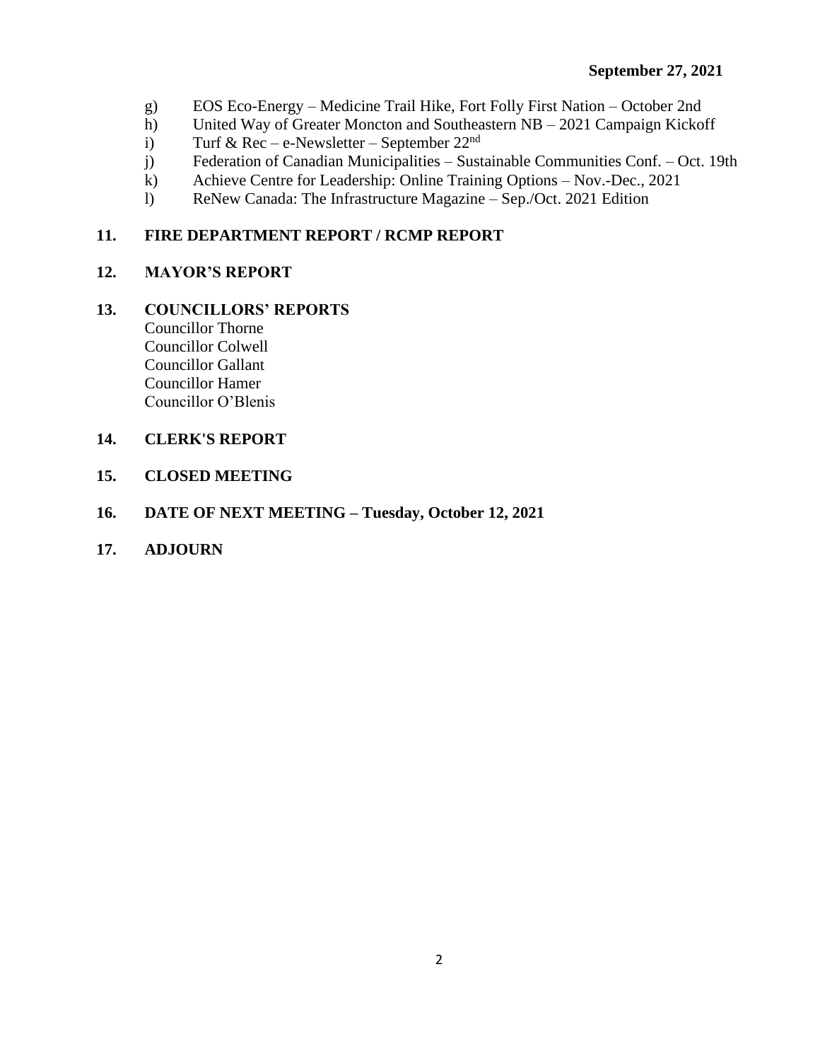**September 27, 2021**

g) EOS Eco-Energy – Medicine Trail Hike, Fort Folly First Nation – October 2nd
h) United Way of Greater Moncton and Southeastern NB – 2021 Campaign Kickoff
i) Turf & Rec – e-Newsletter – September 22nd
j) Federation of Canadian Municipalities – Sustainable Communities Conf. – Oct. 19th
k) Achieve Centre for Leadership: Online Training Options – Nov.-Dec., 2021
l) ReNew Canada: The Infrastructure Magazine – Sep./Oct. 2021 Edition

**11. FIRE DEPARTMENT REPORT / RCMP REPORT**

**12. MAYOR'S REPORT**

**13. COUNCILLORS' REPORTS**

Councillor Thorne
Councillor Colwell
Councillor Gallant
Councillor Hamer
Councillor O'Blenis

**14. CLERK'S REPORT**

**15. CLOSED MEETING**

**16. DATE OF NEXT MEETING – Tuesday, October 12, 2021**

**17. ADJOURN**